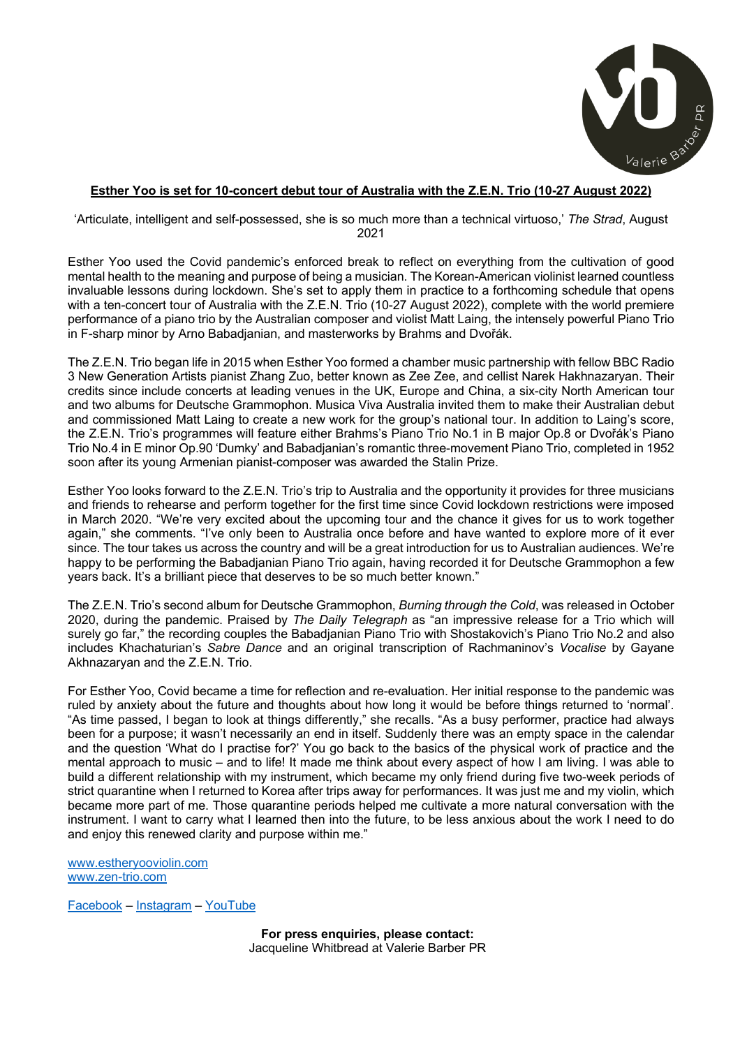**Esther Yoo is set for 10-concert debut tour of Australia with the Z.E.N. Trio (10-27 August 2022)**

'Articulate, intelligent and self-possessed, she is so much more than a technical virtuoso,' *The Strad*, August 2021

Esther Yoo used the Covid pandemic's enforced break to reflect on everything from the cultivation of good mental health to the meaning and purpose of being a musician. The Korean-American violinist learned countless invaluable lessons during lockdown. She's set to apply them in practice to a forthcoming schedule that opens with a ten-concert tour of Australia with the Z.E.N. Trio (10-27 August 2022), complete with the world premiere performance of a piano trio by the Australian composer and violist Matt Laing, the intensely powerful Piano Trio in F-sharp minor by Arno Babadjanian, and masterworks by Brahms and Dvořák.

The Z.E.N. Trio began life in 2015 when Esther Yoo formed a chamber music partnership with fellow BBC Radio 3 New Generation Artists pianist Zhang Zuo, better known as Zee Zee, and cellist Narek Hakhnazaryan. Their credits since include concerts at leading venues in the UK, Europe and China, a six-city North American tour and two albums for Deutsche Grammophon. Musica Viva Australia invited them to make their Australian debut and commissioned Matt Laing to create a new work for the group's national tour. In addition to Laing's score, the Z.E.N. Trio's programmes will feature either Brahms's Piano Trio No.1 in B major Op.8 or Dvořák's Piano Trio No.4 in E minor Op.90 'Dumky' and Babadjanian's romantic three-movement Piano Trio, completed in 1952 soon after its young Armenian pianist-composer was awarded the Stalin Prize.

Esther Yoo looks forward to the Z.E.N. Trio's trip to Australia and the opportunity it provides for three musicians and friends to rehearse and perform together for the first time since Covid lockdown restrictions were imposed in March 2020. "We're very excited about the upcoming tour and the chance it gives for us to work together again," she comments. "I've only been to Australia once before and have wanted to explore more of it ever since. The tour takes us across the country and will be a great introduction for us to Australian audiences. We're happy to be performing the Babadjanian Piano Trio again, having recorded it for Deutsche Grammophon a few years back. It's a brilliant piece that deserves to be so much better known."

The Z.E.N. Trio's second album for Deutsche Grammophon, *Burning through the Cold*, was released in October 2020, during the pandemic. Praised by *The Daily Telegraph* as "an impressive release for a Trio which will surely go far," the recording couples the Babadjanian Piano Trio with Shostakovich's Piano Trio No.2 and also includes Khachaturian's *Sabre Dance* and an original transcription of Rachmaninov's *Vocalise* by Gayane Akhnazaryan and the Z.E.N. Trio.

For Esther Yoo, Covid became a time for reflection and re-evaluation. Her initial response to the pandemic was ruled by anxiety about the future and thoughts about how long it would be before things returned to 'normal'. "As time passed, I began to look at things differently," she recalls. "As a busy performer, practice had always been for a purpose; it wasn't necessarily an end in itself. Suddenly there was an empty space in the calendar and the question 'What do I practise for?' You go back to the basics of the physical work of practice and the mental approach to music – and to life! It made me think about every aspect of how I am living. I was able to build a different relationship with my instrument, which became my only friend during five two-week periods of strict quarantine when I returned to Korea after trips away for performances. It was just me and my violin, which became more part of me. Those quarantine periods helped me cultivate a more natural conversation with the instrument. I want to carry what I learned then into the future, to be less anxious about the work I need to do and enjoy this renewed clarity and purpose within me."

www.estheryooviolin.com
www.zen-trio.com

Facebook – Instagram – YouTube

**For press enquiries, please contact:**
Jacqueline Whitbread at Valerie Barber PR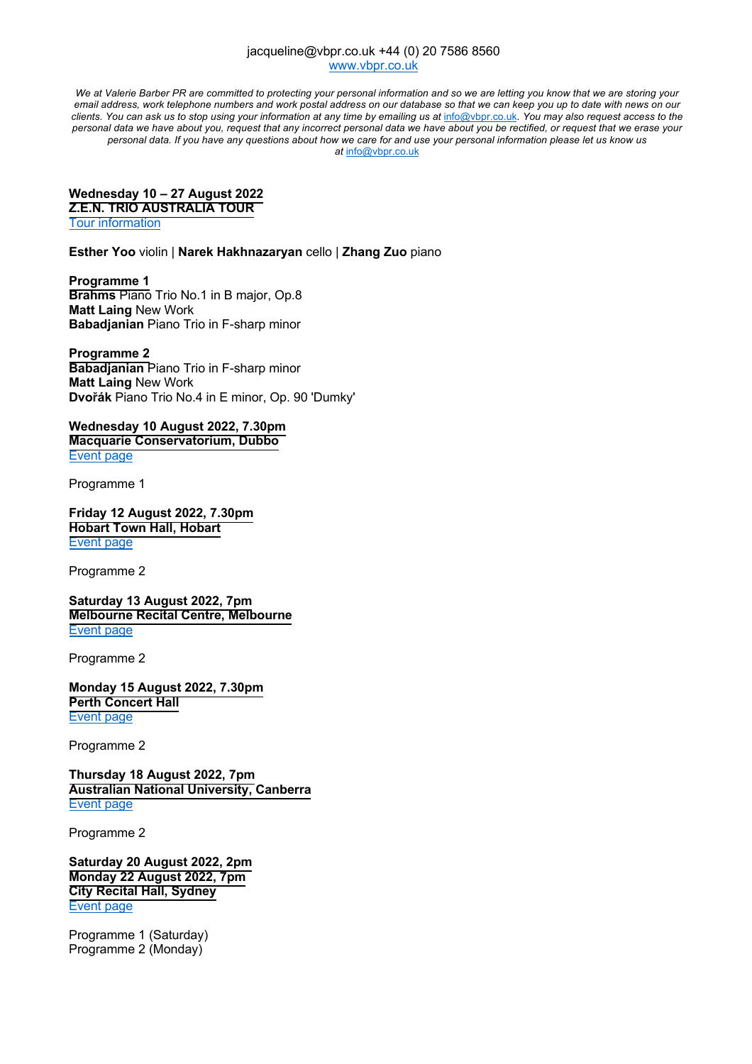jacqueline@vbpr.co.uk +44 (0) 20 7586 8560
[www.vbpr.co.uk](http://www.vbpr.co.uk)

*We at Valerie Barber PR are committed to protecting your personal information and so we are letting you know that we are storing your email address, work telephone numbers and work postal address on our database so that we can keep you up to date with news on our clients. You can ask us to stop using your information at any time by emailing us at info@vbpr.co.uk. You may also request access to the personal data we have about you, request that any incorrect personal data we have about you be rectified, or request that we erase your personal data. If you have any questions about how we care for and use your personal information please let us know us at info@vbpr.co.uk*

**Wednesday 10 – 27 August 2022**
**Z.E.N. TRIO AUSTRALIA TOUR**
Tour information

**Esther Yoo** violin | **Narek Hakhnazaryan** cello | **Zhang Zuo** piano

**Programme 1**
**Brahms** Piano Trio No.1 in B major, Op.8
**Matt Laing** New Work
**Babadjanian** Piano Trio in F-sharp minor

**Programme 2**
**Babadjanian** Piano Trio in F-sharp minor
**Matt Laing** New Work
**Dvořák** Piano Trio No.4 in E minor, Op. 90 'Dumky'

**Wednesday 10 August 2022, 7.30pm**
**Macquarie Conservatorium, Dubbo**
Event page

Programme 1

**Friday 12 August 2022, 7.30pm**
**Hobart Town Hall, Hobart**
Event page

Programme 2

**Saturday 13 August 2022, 7pm**
**Melbourne Recital Centre, Melbourne**
Event page

Programme 2

**Monday 15 August 2022, 7.30pm**
**Perth Concert Hall**
Event page

Programme 2

**Thursday 18 August 2022, 7pm**
**Australian National University, Canberra**
Event page

Programme 2

**Saturday 20 August 2022, 2pm**
**Monday 22 August 2022, 7pm**
**City Recital Hall, Sydney**
Event page

Programme 1 (Saturday)
Programme 2 (Monday)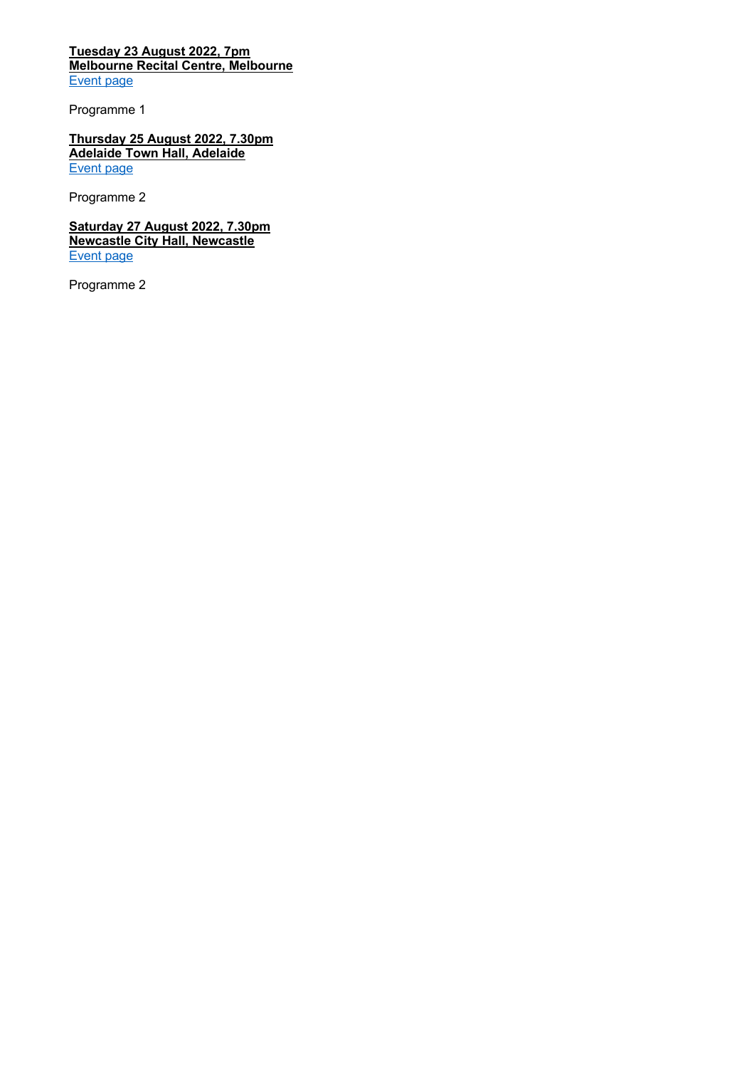**Tuesday 23 August 2022, 7pm**
**Melbourne Recital Centre, Melbourne**
Event page

Programme 1

**Thursday 25 August 2022, 7.30pm**
**Adelaide Town Hall, Adelaide**
Event page

Programme 2

**Saturday 27 August 2022, 7.30pm**
**Newcastle City Hall, Newcastle**
Event page

Programme 2